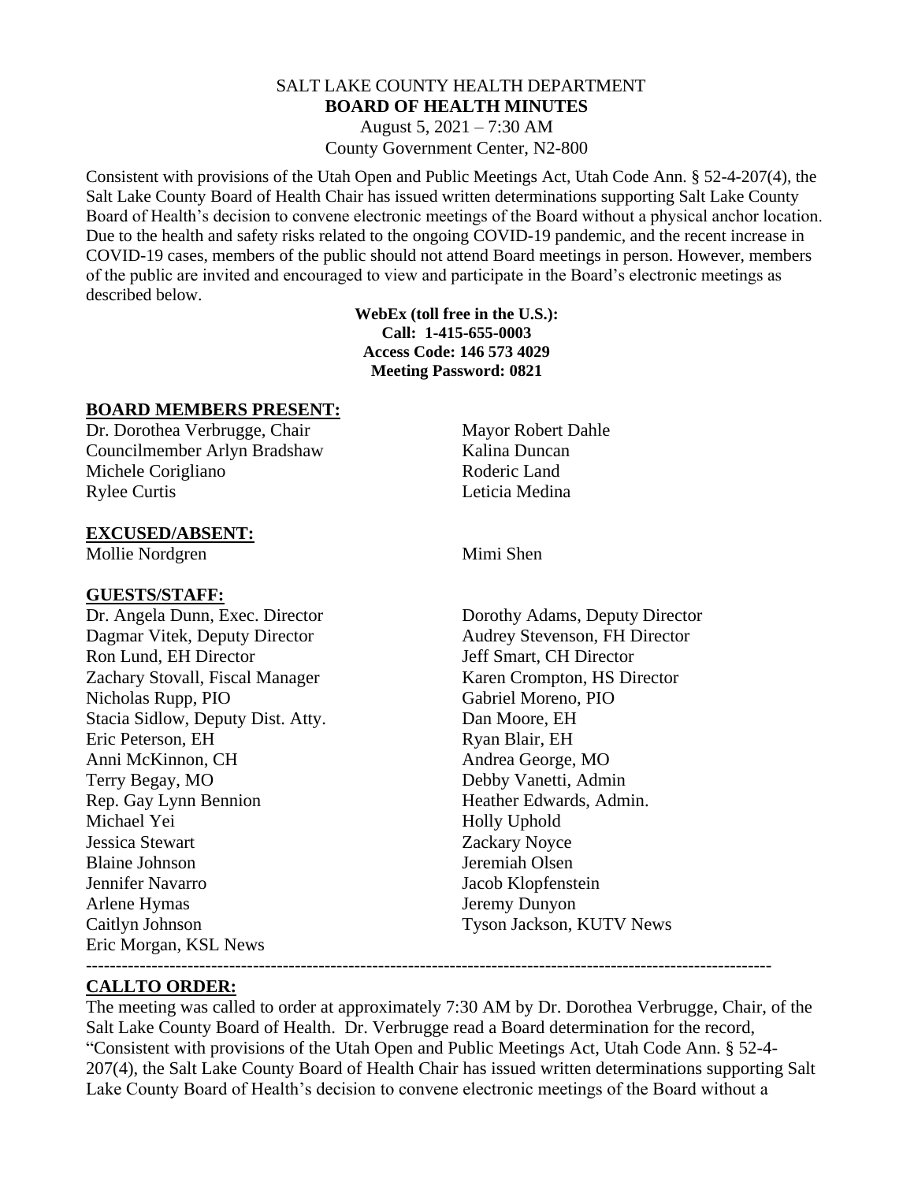# SALT LAKE COUNTY HEALTH DEPARTMENT
## BOARD OF HEALTH MINUTES

August 5, 2021 – 7:30 AM
County Government Center, N2-800

Consistent with provisions of the Utah Open and Public Meetings Act, Utah Code Ann. § 52-4-207(4), the Salt Lake County Board of Health Chair has issued written determinations supporting Salt Lake County Board of Health's decision to convene electronic meetings of the Board without a physical anchor location. Due to the health and safety risks related to the ongoing COVID-19 pandemic, and the recent increase in COVID-19 cases, members of the public should not attend Board meetings in person. However, members of the public are invited and encouraged to view and participate in the Board's electronic meetings as described below.

**WebEx (toll free in the U.S.):**
**Call: 1-415-655-0003**
**Access Code: 146 573 4029**
**Meeting Password: 0821**

### BOARD MEMBERS PRESENT:

Dr. Dorothea Verbrugge, Chair
Councilmember Arlyn Bradshaw
Michele Corigliano
Rylee Curtis
Mayor Robert Dahle
Kalina Duncan
Roderic Land
Leticia Medina

### EXCUSED/ABSENT:

Mollie Nordgren
Mimi Shen

### GUESTS/STAFF:

Dr. Angela Dunn, Exec. Director
Dagmar Vitek, Deputy Director
Ron Lund, EH Director
Zachary Stovall, Fiscal Manager
Nicholas Rupp, PIO
Stacia Sidlow, Deputy Dist. Atty.
Eric Peterson, EH
Anni McKinnon, CH
Terry Begay, MO
Rep. Gay Lynn Bennion
Michael Yei
Jessica Stewart
Blaine Johnson
Jennifer Navarro
Arlene Hymas
Caitlyn Johnson
Eric Morgan, KSL News
Dorothy Adams, Deputy Director
Audrey Stevenson, FH Director
Jeff Smart, CH Director
Karen Crompton, HS Director
Gabriel Moreno, PIO
Dan Moore, EH
Ryan Blair, EH
Andrea George, MO
Debby Vanetti, Admin
Heather Edwards, Admin.
Holly Uphold
Zackary Noyce
Jeremiah Olsen
Jacob Klopfenstein
Jeremy Dunyon
Tyson Jackson, KUTV News

---

### CALLTO ORDER:

The meeting was called to order at approximately 7:30 AM by Dr. Dorothea Verbrugge, Chair, of the Salt Lake County Board of Health. Dr. Verbrugge read a Board determination for the record, "Consistent with provisions of the Utah Open and Public Meetings Act, Utah Code Ann. § 52-4-207(4), the Salt Lake County Board of Health Chair has issued written determinations supporting Salt Lake County Board of Health's decision to convene electronic meetings of the Board without a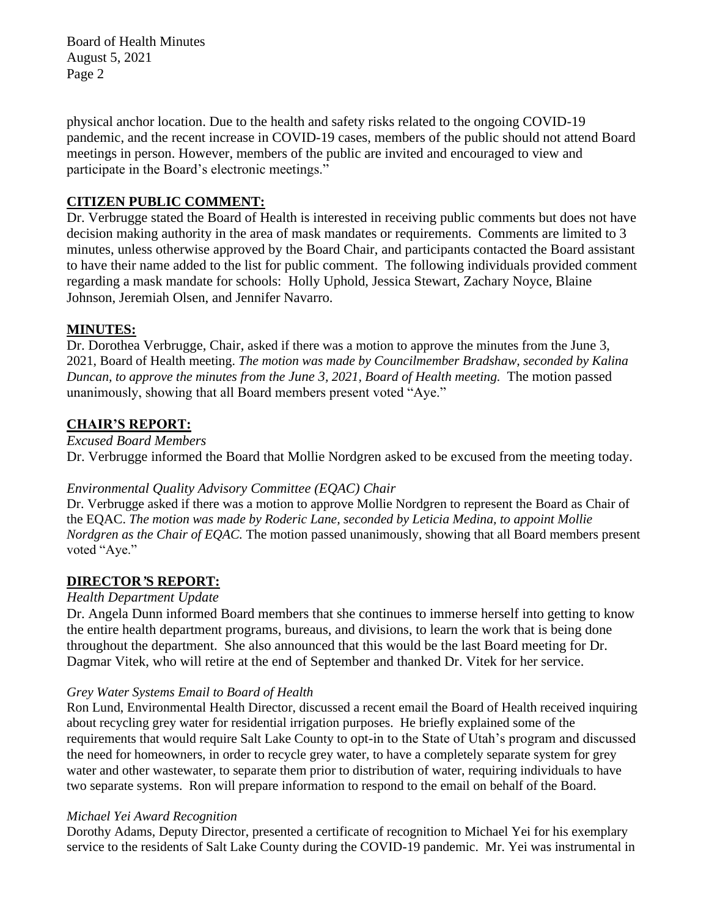physical anchor location. Due to the health and safety risks related to the ongoing COVID-19 pandemic, and the recent increase in COVID-19 cases, members of the public should not attend Board meetings in person. However, members of the public are invited and encouraged to view and participate in the Board's electronic meetings."

## CITIZEN PUBLIC COMMENT:

Dr. Verbrugge stated the Board of Health is interested in receiving public comments but does not have decision making authority in the area of mask mandates or requirements. Comments are limited to 3 minutes, unless otherwise approved by the Board Chair, and participants contacted the Board assistant to have their name added to the list for public comment. The following individuals provided comment regarding a mask mandate for schools: Holly Uphold, Jessica Stewart, Zachary Noyce, Blaine Johnson, Jeremiah Olsen, and Jennifer Navarro.

## MINUTES:

Dr. Dorothea Verbrugge, Chair, asked if there was a motion to approve the minutes from the June 3, 2021, Board of Health meeting. *The motion was made by Councilmember Bradshaw, seconded by Kalina Duncan, to approve the minutes from the June 3, 2021, Board of Health meeting.* The motion passed unanimously, showing that all Board members present voted "Aye."

## CHAIR'S REPORT:

*Excused Board Members*

Dr. Verbrugge informed the Board that Mollie Nordgren asked to be excused from the meeting today.

*Environmental Quality Advisory Committee (EQAC) Chair*

Dr. Verbrugge asked if there was a motion to approve Mollie Nordgren to represent the Board as Chair of the EQAC. *The motion was made by Roderic Lane, seconded by Leticia Medina, to appoint Mollie Nordgren as the Chair of EQAC.* The motion passed unanimously, showing that all Board members present voted "Aye."

## DIRECTOR'S REPORT:

*Health Department Update*

Dr. Angela Dunn informed Board members that she continues to immerse herself into getting to know the entire health department programs, bureaus, and divisions, to learn the work that is being done throughout the department. She also announced that this would be the last Board meeting for Dr. Dagmar Vitek, who will retire at the end of September and thanked Dr. Vitek for her service.

*Grey Water Systems Email to Board of Health*

Ron Lund, Environmental Health Director, discussed a recent email the Board of Health received inquiring about recycling grey water for residential irrigation purposes. He briefly explained some of the requirements that would require Salt Lake County to opt-in to the State of Utah's program and discussed the need for homeowners, in order to recycle grey water, to have a completely separate system for grey water and other wastewater, to separate them prior to distribution of water, requiring individuals to have two separate systems. Ron will prepare information to respond to the email on behalf of the Board.

*Michael Yei Award Recognition*

Dorothy Adams, Deputy Director, presented a certificate of recognition to Michael Yei for his exemplary service to the residents of Salt Lake County during the COVID-19 pandemic. Mr. Yei was instrumental in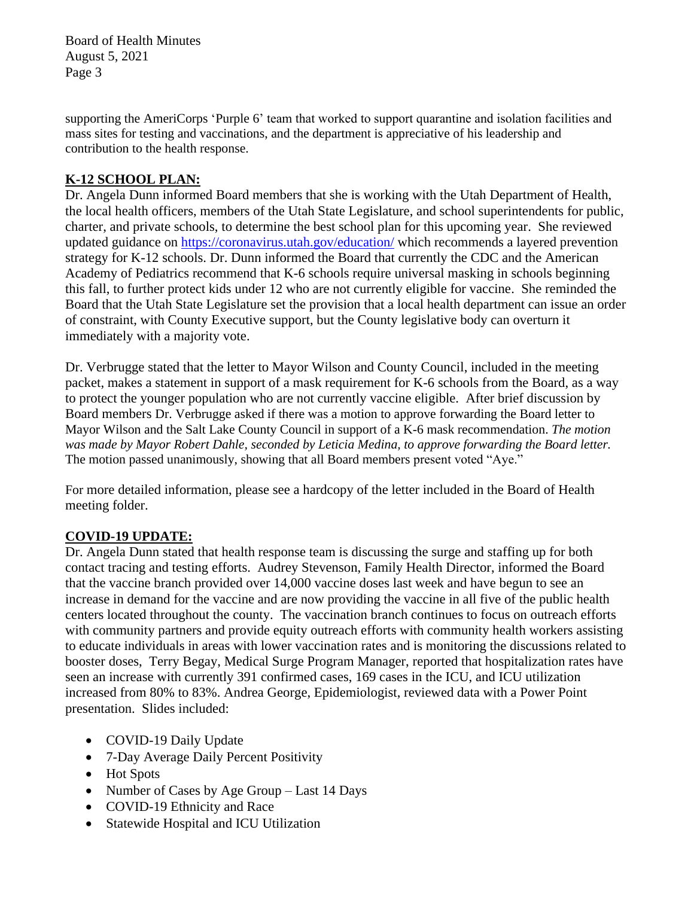supporting the AmeriCorps 'Purple 6' team that worked to support quarantine and isolation facilities and mass sites for testing and vaccinations, and the department is appreciative of his leadership and contribution to the health response.

## **K-12 SCHOOL PLAN:**

Dr. Angela Dunn informed Board members that she is working with the Utah Department of Health, the local health officers, members of the Utah State Legislature, and school superintendents for public, charter, and private schools, to determine the best school plan for this upcoming year. She reviewed updated guidance on [https://coronavirus.utah.gov/education/](https://coronavirus.utah.gov/education/) which recommends a layered prevention strategy for K-12 schools. Dr. Dunn informed the Board that currently the CDC and the American Academy of Pediatrics recommend that K-6 schools require universal masking in schools beginning this fall, to further protect kids under 12 who are not currently eligible for vaccine. She reminded the Board that the Utah State Legislature set the provision that a local health department can issue an order of constraint, with County Executive support, but the County legislative body can overturn it immediately with a majority vote.

Dr. Verbrugge stated that the letter to Mayor Wilson and County Council, included in the meeting packet, makes a statement in support of a mask requirement for K-6 schools from the Board, as a way to protect the younger population who are not currently vaccine eligible. After brief discussion by Board members Dr. Verbrugge asked if there was a motion to approve forwarding the Board letter to Mayor Wilson and the Salt Lake County Council in support of a K-6 mask recommendation. *The motion was made by Mayor Robert Dahle, seconded by Leticia Medina, to approve forwarding the Board letter.* The motion passed unanimously, showing that all Board members present voted "Aye."

For more detailed information, please see a hardcopy of the letter included in the Board of Health meeting folder.

## **COVID-19 UPDATE:**

Dr. Angela Dunn stated that health response team is discussing the surge and staffing up for both contact tracing and testing efforts. Audrey Stevenson, Family Health Director, informed the Board that the vaccine branch provided over 14,000 vaccine doses last week and have begun to see an increase in demand for the vaccine and are now providing the vaccine in all five of the public health centers located throughout the county. The vaccination branch continues to focus on outreach efforts with community partners and provide equity outreach efforts with community health workers assisting to educate individuals in areas with lower vaccination rates and is monitoring the discussions related to booster doses, Terry Begay, Medical Surge Program Manager, reported that hospitalization rates have seen an increase with currently 391 confirmed cases, 169 cases in the ICU, and ICU utilization increased from 80% to 83%. Andrea George, Epidemiologist, reviewed data with a Power Point presentation. Slides included:

- COVID-19 Daily Update
- 7-Day Average Daily Percent Positivity
- Hot Spots
- Number of Cases by Age Group – Last 14 Days
- COVID-19 Ethnicity and Race
- Statewide Hospital and ICU Utilization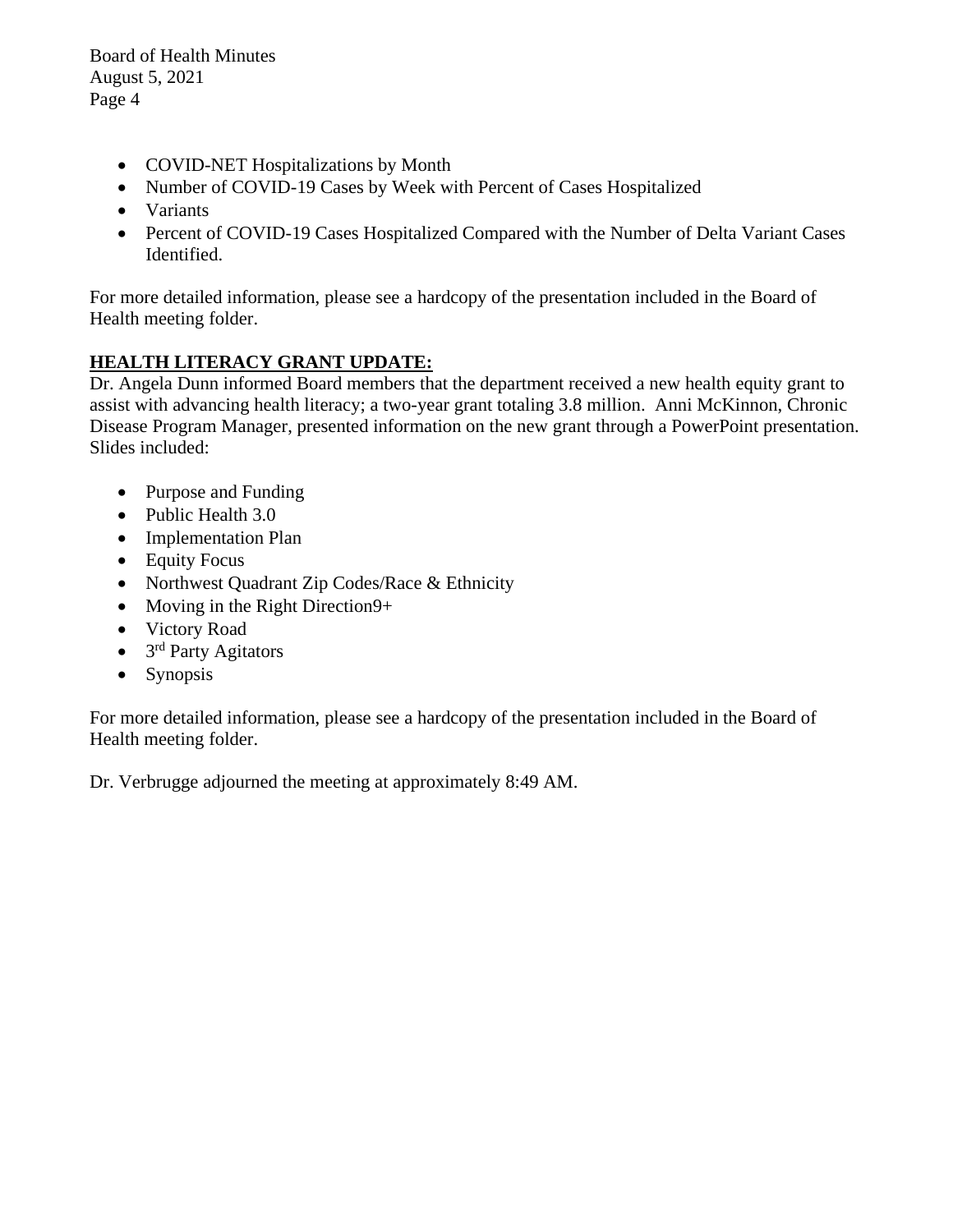- COVID-NET Hospitalizations by Month
- Number of COVID-19 Cases by Week with Percent of Cases Hospitalized
- Variants
- Percent of COVID-19 Cases Hospitalized Compared with the Number of Delta Variant Cases Identified.

For more detailed information, please see a hardcopy of the presentation included in the Board of Health meeting folder.

**HEALTH LITERACY GRANT UPDATE:**

Dr. Angela Dunn informed Board members that the department received a new health equity grant to assist with advancing health literacy; a two-year grant totaling 3.8 million. Anni McKinnon, Chronic Disease Program Manager, presented information on the new grant through a PowerPoint presentation. Slides included:

- Purpose and Funding
- Public Health 3.0
- Implementation Plan
- Equity Focus
- Northwest Quadrant Zip Codes/Race & Ethnicity
- Moving in the Right Direction9+
- Victory Road
- 3rd Party Agitators
- Synopsis

For more detailed information, please see a hardcopy of the presentation included in the Board of Health meeting folder.

Dr. Verbrugge adjourned the meeting at approximately 8:49 AM.